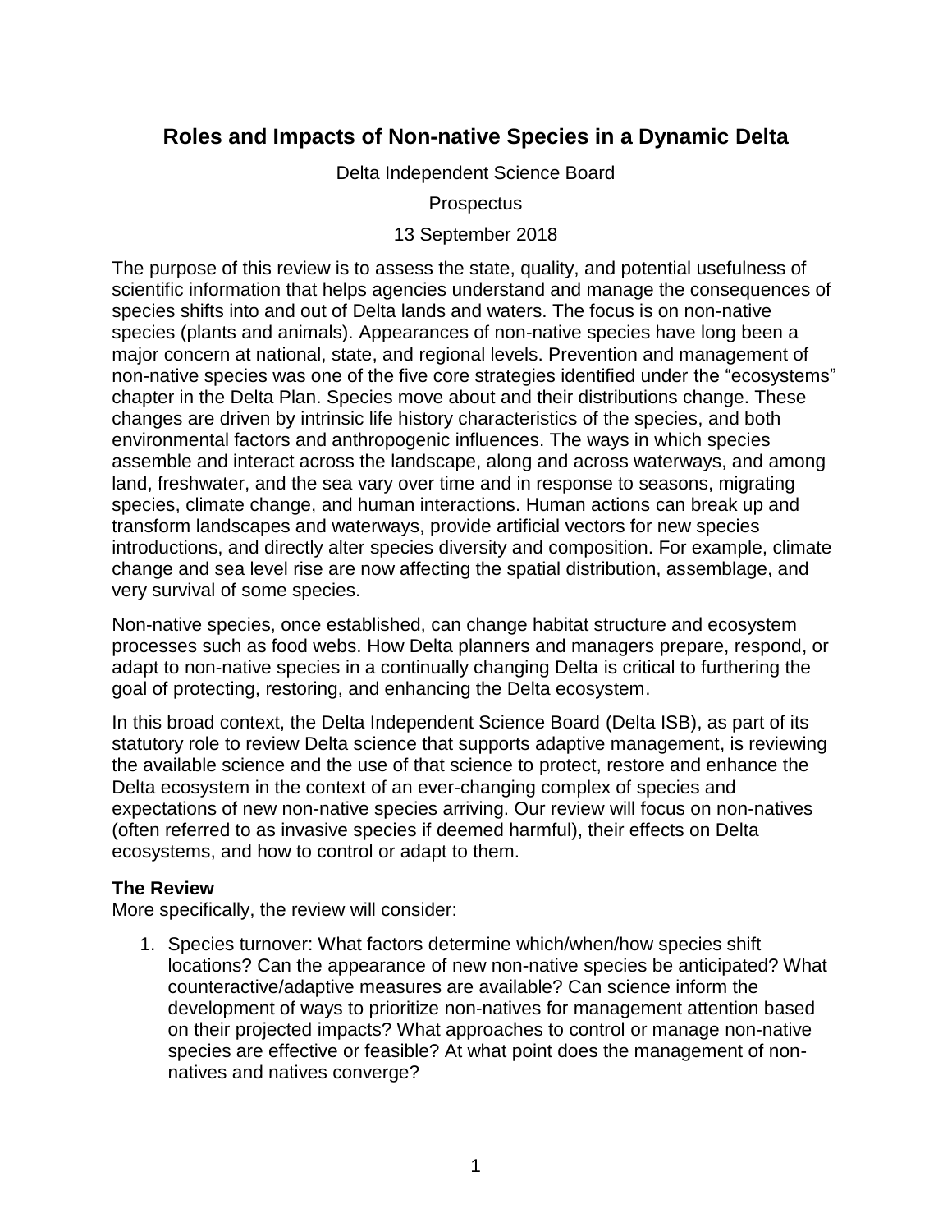# Roles and Impacts of Non-native Species in a Dynamic Delta

Delta Independent Science Board

Prospectus

13 September 2018

The purpose of this review is to assess the state, quality, and potential usefulness of scientific information that helps agencies understand and manage the consequences of species shifts into and out of Delta lands and waters. The focus is on non-native species (plants and animals). Appearances of non-native species have long been a major concern at national, state, and regional levels. Prevention and management of non-native species was one of the five core strategies identified under the "ecosystems" chapter in the Delta Plan. Species move about and their distributions change. These changes are driven by intrinsic life history characteristics of the species, and both environmental factors and anthropogenic influences. The ways in which species assemble and interact across the landscape, along and across waterways, and among land, freshwater, and the sea vary over time and in response to seasons, migrating species, climate change, and human interactions. Human actions can break up and transform landscapes and waterways, provide artificial vectors for new species introductions, and directly alter species diversity and composition. For example, climate change and sea level rise are now affecting the spatial distribution, assemblage, and very survival of some species.

Non-native species, once established, can change habitat structure and ecosystem processes such as food webs. How Delta planners and managers prepare, respond, or adapt to non-native species in a continually changing Delta is critical to furthering the goal of protecting, restoring, and enhancing the Delta ecosystem.

In this broad context, the Delta Independent Science Board (Delta ISB), as part of its statutory role to review Delta science that supports adaptive management, is reviewing the available science and the use of that science to protect, restore and enhance the Delta ecosystem in the context of an ever-changing complex of species and expectations of new non-native species arriving. Our review will focus on non-natives (often referred to as invasive species if deemed harmful), their effects on Delta ecosystems, and how to control or adapt to them.

### The Review

More specifically, the review will consider:

1. Species turnover: What factors determine which/when/how species shift locations? Can the appearance of new non-native species be anticipated? What counteractive/adaptive measures are available? Can science inform the development of ways to prioritize non-natives for management attention based on their projected impacts? What approaches to control or manage non-native species are effective or feasible? At what point does the management of non-natives and natives converge?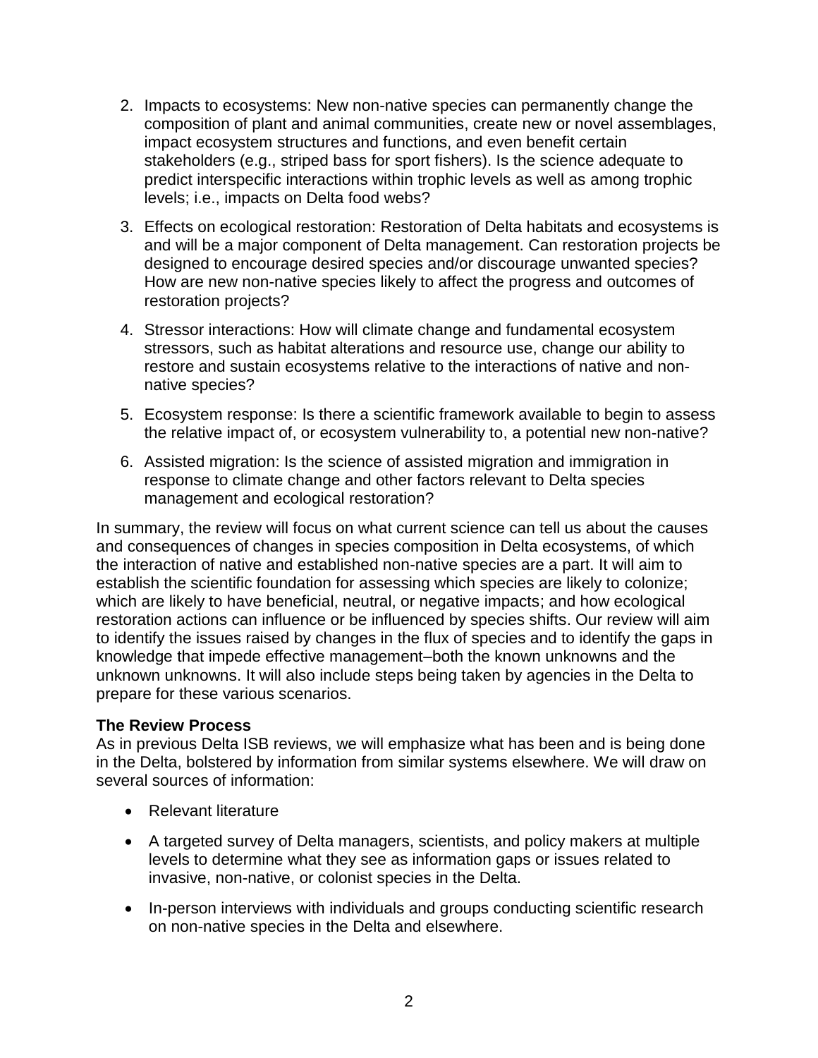2. Impacts to ecosystems: New non-native species can permanently change the composition of plant and animal communities, create new or novel assemblages, impact ecosystem structures and functions, and even benefit certain stakeholders (e.g., striped bass for sport fishers). Is the science adequate to predict interspecific interactions within trophic levels as well as among trophic levels; i.e., impacts on Delta food webs?

3. Effects on ecological restoration: Restoration of Delta habitats and ecosystems is and will be a major component of Delta management. Can restoration projects be designed to encourage desired species and/or discourage unwanted species? How are new non-native species likely to affect the progress and outcomes of restoration projects?

4. Stressor interactions: How will climate change and fundamental ecosystem stressors, such as habitat alterations and resource use, change our ability to restore and sustain ecosystems relative to the interactions of native and non-native species?

5. Ecosystem response: Is there a scientific framework available to begin to assess the relative impact of, or ecosystem vulnerability to, a potential new non-native?

6. Assisted migration: Is the science of assisted migration and immigration in response to climate change and other factors relevant to Delta species management and ecological restoration?

In summary, the review will focus on what current science can tell us about the causes and consequences of changes in species composition in Delta ecosystems, of which the interaction of native and established non-native species are a part. It will aim to establish the scientific foundation for assessing which species are likely to colonize; which are likely to have beneficial, neutral, or negative impacts; and how ecological restoration actions can influence or be influenced by species shifts. Our review will aim to identify the issues raised by changes in the flux of species and to identify the gaps in knowledge that impede effective management–both the known unknowns and the unknown unknowns. It will also include steps being taken by agencies in the Delta to prepare for these various scenarios.

**The Review Process**

As in previous Delta ISB reviews, we will emphasize what has been and is being done in the Delta, bolstered by information from similar systems elsewhere. We will draw on several sources of information:

- Relevant literature
- A targeted survey of Delta managers, scientists, and policy makers at multiple levels to determine what they see as information gaps or issues related to invasive, non-native, or colonist species in the Delta.
- In-person interviews with individuals and groups conducting scientific research on non-native species in the Delta and elsewhere.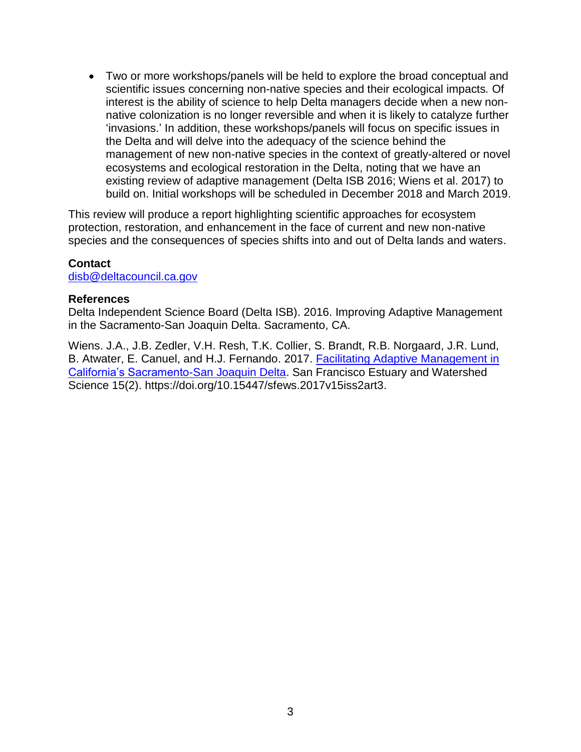- Two or more workshops/panels will be held to explore the broad conceptual and scientific issues concerning non-native species and their ecological impacts. Of interest is the ability of science to help Delta managers decide when a new non-native colonization is no longer reversible and when it is likely to catalyze further 'invasions.' In addition, these workshops/panels will focus on specific issues in the Delta and will delve into the adequacy of the science behind the management of new non-native species in the context of greatly-altered or novel ecosystems and ecological restoration in the Delta, noting that we have an existing review of adaptive management (Delta ISB 2016; Wiens et al. 2017) to build on. Initial workshops will be scheduled in December 2018 and March 2019.

This review will produce a report highlighting scientific approaches for ecosystem protection, restoration, and enhancement in the face of current and new non-native species and the consequences of species shifts into and out of Delta lands and waters.

**Contact**

disb@deltacouncil.ca.gov

**References**

Delta Independent Science Board (Delta ISB). 2016. Improving Adaptive Management in the Sacramento-San Joaquin Delta. Sacramento, CA.

Wiens. J.A., J.B. Zedler, V.H. Resh, T.K. Collier, S. Brandt, R.B. Norgaard, J.R. Lund, B. Atwater, E. Canuel, and H.J. Fernando. 2017. Facilitating Adaptive Management in California's Sacramento-San Joaquin Delta. San Francisco Estuary and Watershed Science 15(2). https://doi.org/10.15447/sfews.2017v15iss2art3.